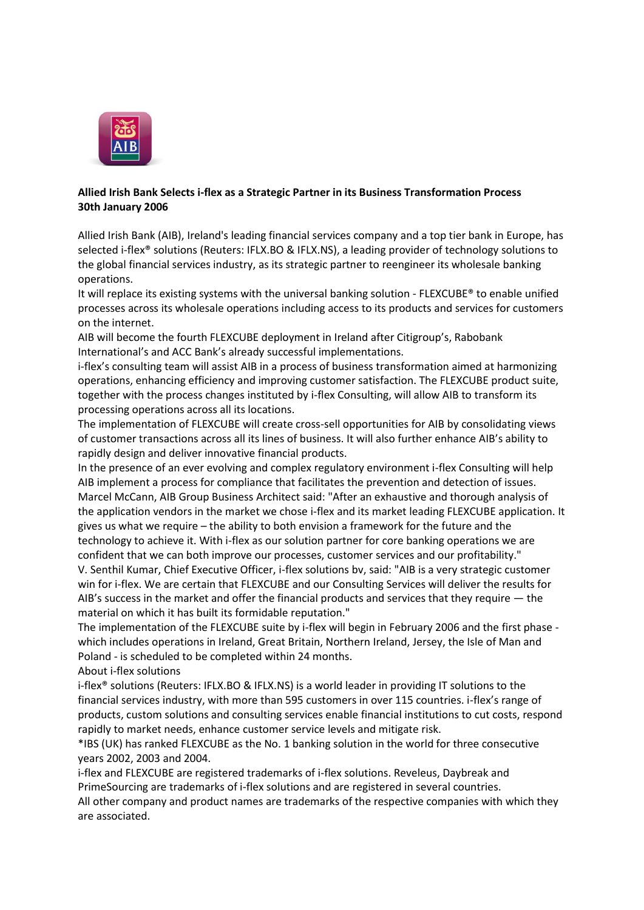**Allied Irish Bank Selects i-flex as a Strategic Partner in its Business Transformation Process**
**30th January 2006**

Allied Irish Bank (AIB), Ireland's leading financial services company and a top tier bank in Europe, has selected i-flex® solutions (Reuters: IFLX.BO & IFLX.NS), a leading provider of technology solutions to the global financial services industry, as its strategic partner to reengineer its wholesale banking operations.

It will replace its existing systems with the universal banking solution - FLEXCUBE® to enable unified processes across its wholesale operations including access to its products and services for customers on the internet.

AIB will become the fourth FLEXCUBE deployment in Ireland after Citigroup's, Rabobank International's and ACC Bank's already successful implementations.

i-flex's consulting team will assist AIB in a process of business transformation aimed at harmonizing operations, enhancing efficiency and improving customer satisfaction. The FLEXCUBE product suite, together with the process changes instituted by i-flex Consulting, will allow AIB to transform its processing operations across all its locations.

The implementation of FLEXCUBE will create cross-sell opportunities for AIB by consolidating views of customer transactions across all its lines of business. It will also further enhance AIB's ability to rapidly design and deliver innovative financial products.

In the presence of an ever evolving and complex regulatory environment i-flex Consulting will help AIB implement a process for compliance that facilitates the prevention and detection of issues.

Marcel McCann, AIB Group Business Architect said: "After an exhaustive and thorough analysis of the application vendors in the market we chose i-flex and its market leading FLEXCUBE application. It gives us what we require – the ability to both envision a framework for the future and the technology to achieve it. With i-flex as our solution partner for core banking operations we are confident that we can both improve our processes, customer services and our profitability."

V. Senthil Kumar, Chief Executive Officer, i-flex solutions bv, said: "AIB is a very strategic customer win for i-flex. We are certain that FLEXCUBE and our Consulting Services will deliver the results for AIB's success in the market and offer the financial products and services that they require — the material on which it has built its formidable reputation."

The implementation of the FLEXCUBE suite by i-flex will begin in February 2006 and the first phase - which includes operations in Ireland, Great Britain, Northern Ireland, Jersey, the Isle of Man and Poland - is scheduled to be completed within 24 months.

About i-flex solutions

i-flex® solutions (Reuters: IFLX.BO & IFLX.NS) is a world leader in providing IT solutions to the financial services industry, with more than 595 customers in over 115 countries. i-flex's range of products, custom solutions and consulting services enable financial institutions to cut costs, respond rapidly to market needs, enhance customer service levels and mitigate risk.

*IBS (UK) has ranked FLEXCUBE as the No. 1 banking solution in the world for three consecutive years 2002, 2003 and 2004.

i-flex and FLEXCUBE are registered trademarks of i-flex solutions. Reveleus, Daybreak and PrimeSourcing are trademarks of i-flex solutions and are registered in several countries.

All other company and product names are trademarks of the respective companies with which they are associated.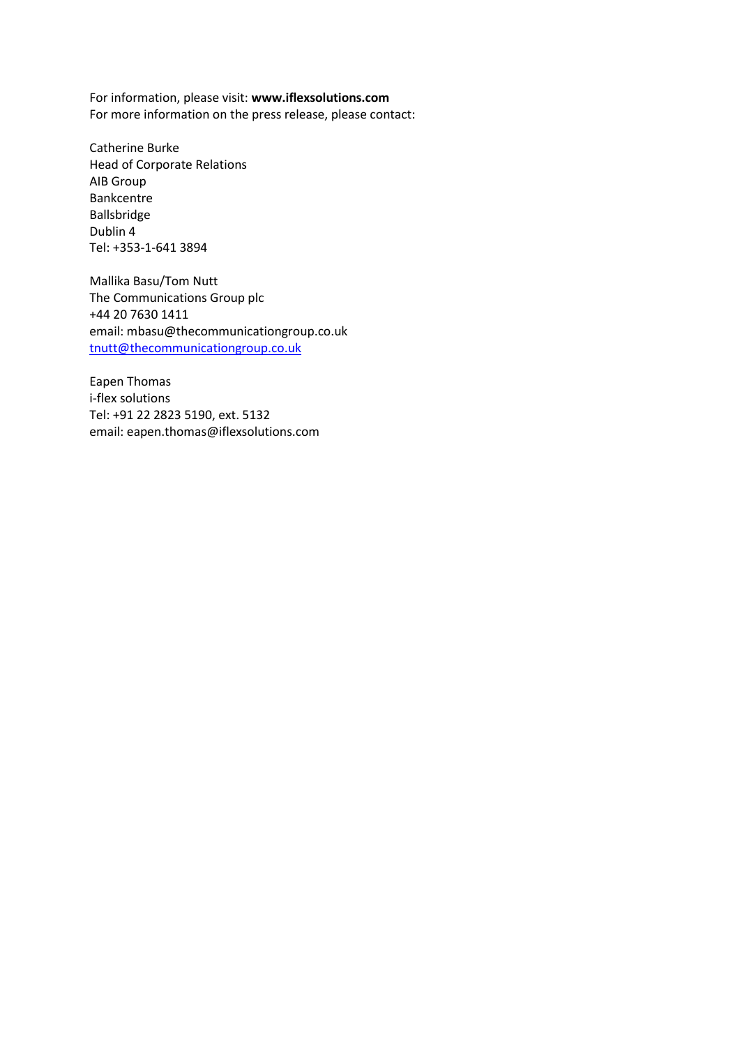For information, please visit: **www.iflexsolutions.com**
For more information on the press release, please contact:

Catherine Burke
Head of Corporate Relations
AIB Group
Bankcentre
Ballsbridge
Dublin 4
Tel: +353-1-641 3894

Mallika Basu/Tom Nutt
The Communications Group plc
+44 20 7630 1411
email: mbasu@thecommunicationgroup.co.uk
tnutt@thecommunicationgroup.co.uk

Eapen Thomas
i-flex solutions
Tel: +91 22 2823 5190, ext. 5132
email: eapen.thomas@iflexsolutions.com